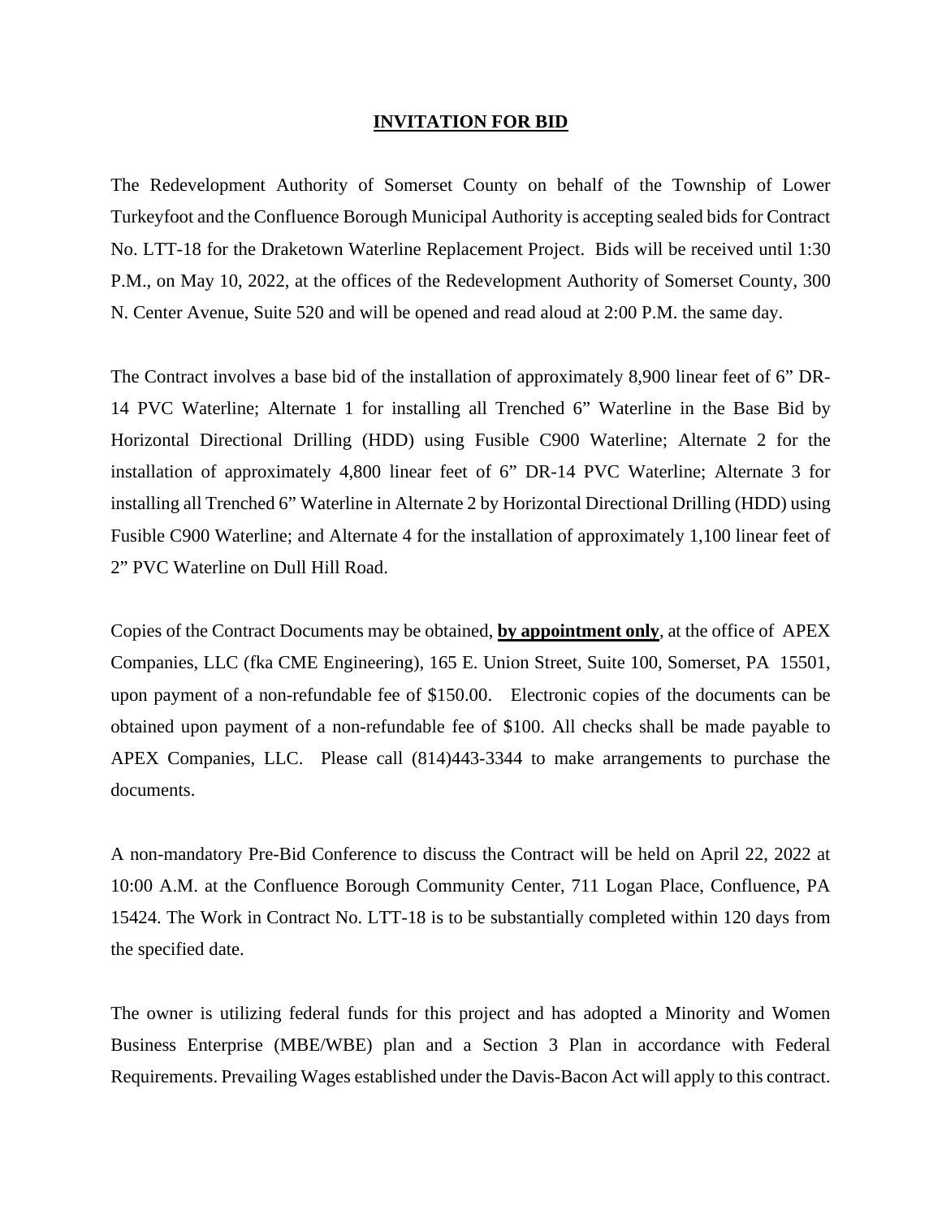# **INVITATION FOR BID**

The Redevelopment Authority of Somerset County on behalf of the Township of Lower Turkeyfoot and the Confluence Borough Municipal Authority is accepting sealed bids for Contract No. LTT-18 for the Draketown Waterline Replacement Project. Bids will be received until 1:30 P.M., on May 10, 2022, at the offices of the Redevelopment Authority of Somerset County, 300 N. Center Avenue, Suite 520 and will be opened and read aloud at 2:00 P.M. the same day.

The Contract involves a base bid of the installation of approximately 8,900 linear feet of 6" DR-14 PVC Waterline; Alternate 1 for installing all Trenched 6" Waterline in the Base Bid by Horizontal Directional Drilling (HDD) using Fusible C900 Waterline; Alternate 2 for the installation of approximately 4,800 linear feet of 6" DR-14 PVC Waterline; Alternate 3 for installing all Trenched 6" Waterline in Alternate 2 by Horizontal Directional Drilling (HDD) using Fusible C900 Waterline; and Alternate 4 for the installation of approximately 1,100 linear feet of 2" PVC Waterline on Dull Hill Road.

Copies of the Contract Documents may be obtained, **by appointment only**, at the office of APEX Companies, LLC (fka CME Engineering), 165 E. Union Street, Suite 100, Somerset, PA 15501, upon payment of a non-refundable fee of $150.00. Electronic copies of the documents can be obtained upon payment of a non-refundable fee of $100. All checks shall be made payable to APEX Companies, LLC. Please call (814)443-3344 to make arrangements to purchase the documents.

A non-mandatory Pre-Bid Conference to discuss the Contract will be held on April 22, 2022 at 10:00 A.M. at the Confluence Borough Community Center, 711 Logan Place, Confluence, PA 15424. The Work in Contract No. LTT-18 is to be substantially completed within 120 days from the specified date.

The owner is utilizing federal funds for this project and has adopted a Minority and Women Business Enterprise (MBE/WBE) plan and a Section 3 Plan in accordance with Federal Requirements. Prevailing Wages established under the Davis-Bacon Act will apply to this contract.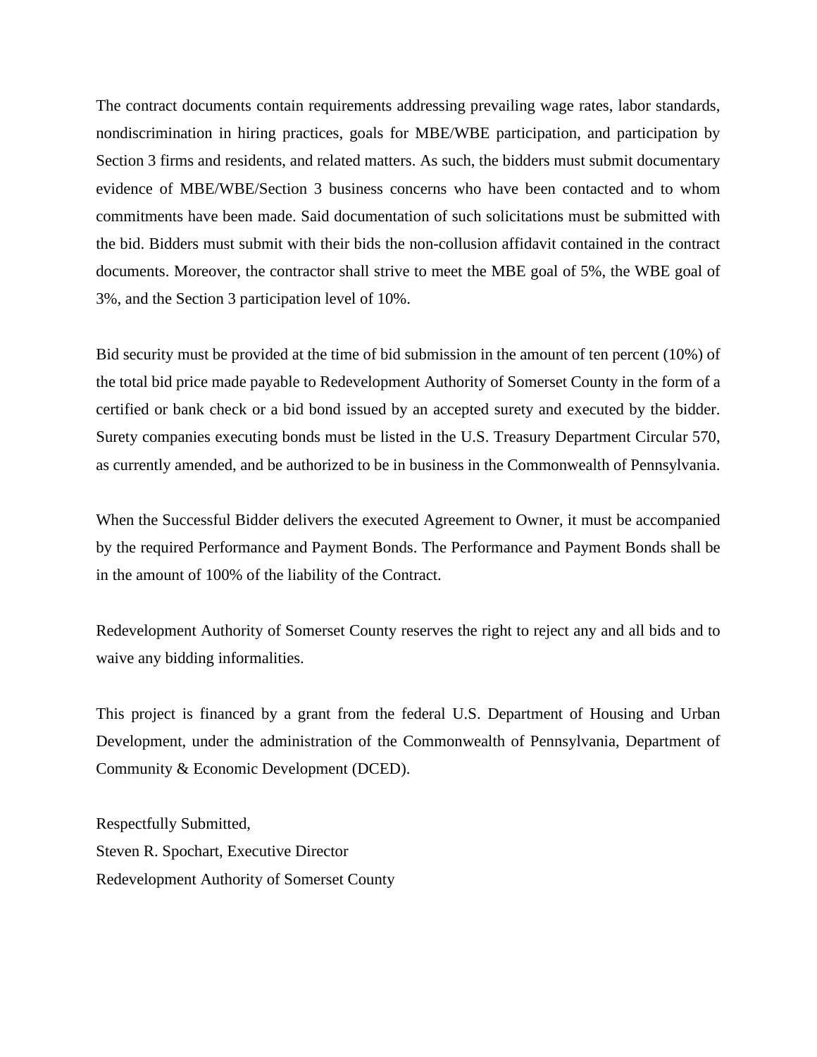The contract documents contain requirements addressing prevailing wage rates, labor standards, nondiscrimination in hiring practices, goals for MBE/WBE participation, and participation by Section 3 firms and residents, and related matters. As such, the bidders must submit documentary evidence of MBE/WBE/Section 3 business concerns who have been contacted and to whom commitments have been made. Said documentation of such solicitations must be submitted with the bid. Bidders must submit with their bids the non-collusion affidavit contained in the contract documents. Moreover, the contractor shall strive to meet the MBE goal of 5%, the WBE goal of 3%, and the Section 3 participation level of 10%.

Bid security must be provided at the time of bid submission in the amount of ten percent (10%) of the total bid price made payable to Redevelopment Authority of Somerset County in the form of a certified or bank check or a bid bond issued by an accepted surety and executed by the bidder. Surety companies executing bonds must be listed in the U.S. Treasury Department Circular 570, as currently amended, and be authorized to be in business in the Commonwealth of Pennsylvania.

When the Successful Bidder delivers the executed Agreement to Owner, it must be accompanied by the required Performance and Payment Bonds. The Performance and Payment Bonds shall be in the amount of 100% of the liability of the Contract.

Redevelopment Authority of Somerset County reserves the right to reject any and all bids and to waive any bidding informalities.

This project is financed by a grant from the federal U.S. Department of Housing and Urban Development, under the administration of the Commonwealth of Pennsylvania, Department of Community & Economic Development (DCED).

Respectfully Submitted,  
Steven R. Spochart, Executive Director  
Redevelopment Authority of Somerset County